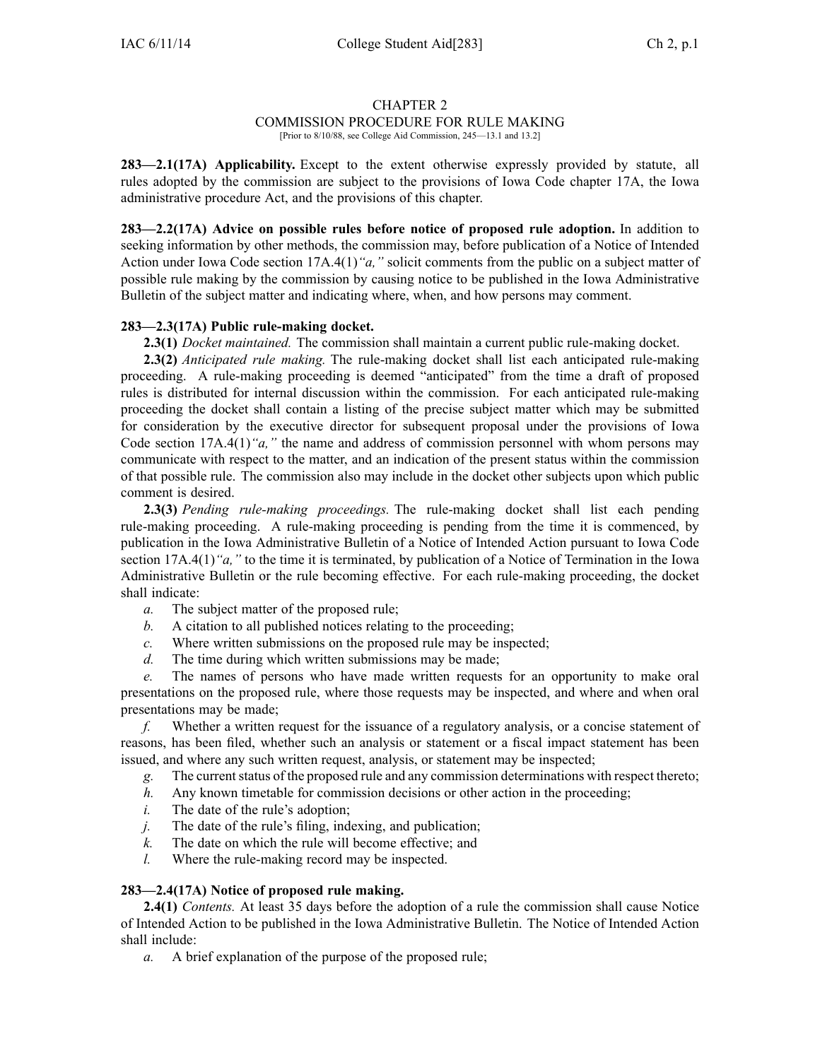# CHAPTER 2
## COMMISSION PROCEDURE FOR RULE MAKING

[Prior to 8/10/88, see College Aid Commission, 245—13.1 and 13.2]

**283—2.1(17A) Applicability.** Except to the extent otherwise expressly provided by statute, all rules adopted by the commission are subject to the provisions of Iowa Code chapter 17A, the Iowa administrative procedure Act, and the provisions of this chapter.

**283—2.2(17A) Advice on possible rules before notice of proposed rule adoption.** In addition to seeking information by other methods, the commission may, before publication of a Notice of Intended Action under Iowa Code section 17A.4(1)*"a,"* solicit comments from the public on a subject matter of possible rule making by the commission by causing notice to be published in the Iowa Administrative Bulletin of the subject matter and indicating where, when, and how persons may comment.

**283—2.3(17A) Public rule-making docket.**

**2.3(1)** *Docket maintained.* The commission shall maintain a current public rule-making docket.

**2.3(2)** *Anticipated rule making.* The rule-making docket shall list each anticipated rule-making proceeding. A rule-making proceeding is deemed "anticipated" from the time a draft of proposed rules is distributed for internal discussion within the commission. For each anticipated rule-making proceeding the docket shall contain a listing of the precise subject matter which may be submitted for consideration by the executive director for subsequent proposal under the provisions of Iowa Code section 17A.4(1)*"a,"* the name and address of commission personnel with whom persons may communicate with respect to the matter, and an indication of the present status within the commission of that possible rule. The commission also may include in the docket other subjects upon which public comment is desired.

**2.3(3)** *Pending rule-making proceedings.* The rule-making docket shall list each pending rule-making proceeding. A rule-making proceeding is pending from the time it is commenced, by publication in the Iowa Administrative Bulletin of a Notice of Intended Action pursuant to Iowa Code section 17A.4(1)*"a,"* to the time it is terminated, by publication of a Notice of Termination in the Iowa Administrative Bulletin or the rule becoming effective. For each rule-making proceeding, the docket shall indicate:

*a.* The subject matter of the proposed rule;

*b.* A citation to all published notices relating to the proceeding;

*c.* Where written submissions on the proposed rule may be inspected;

*d.* The time during which written submissions may be made;

*e.* The names of persons who have made written requests for an opportunity to make oral presentations on the proposed rule, where those requests may be inspected, and where and when oral presentations may be made;

*f.* Whether a written request for the issuance of a regulatory analysis, or a concise statement of reasons, has been filed, whether such an analysis or statement or a fiscal impact statement has been issued, and where any such written request, analysis, or statement may be inspected;

*g.* The current status of the proposed rule and any commission determinations with respect thereto;

*h.* Any known timetable for commission decisions or other action in the proceeding;

*i.* The date of the rule's adoption;

*j.* The date of the rule's filing, indexing, and publication;

*k.* The date on which the rule will become effective; and

*l.* Where the rule-making record may be inspected.

**283—2.4(17A) Notice of proposed rule making.**

**2.4(1)** *Contents.* At least 35 days before the adoption of a rule the commission shall cause Notice of Intended Action to be published in the Iowa Administrative Bulletin. The Notice of Intended Action shall include:

*a.* A brief explanation of the purpose of the proposed rule;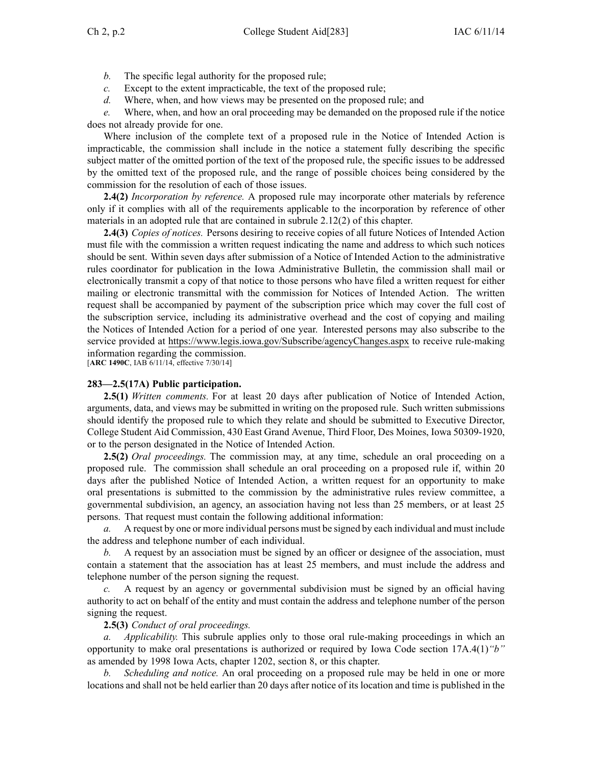*b.* The specific legal authority for the proposed rule;

*c.* Except to the extent impracticable, the text of the proposed rule;

*d.* Where, when, and how views may be presented on the proposed rule; and

*e.* Where, when, and how an oral proceeding may be demanded on the proposed rule if the notice does not already provide for one.

Where inclusion of the complete text of a proposed rule in the Notice of Intended Action is impracticable, the commission shall include in the notice a statement fully describing the specific subject matter of the omitted portion of the text of the proposed rule, the specific issues to be addressed by the omitted text of the proposed rule, and the range of possible choices being considered by the commission for the resolution of each of those issues.

**2.4(2)** *Incorporation by reference.* A proposed rule may incorporate other materials by reference only if it complies with all of the requirements applicable to the incorporation by reference of other materials in an adopted rule that are contained in subrule 2.12(2) of this chapter.

**2.4(3)** *Copies of notices.* Persons desiring to receive copies of all future Notices of Intended Action must file with the commission a written request indicating the name and address to which such notices should be sent. Within seven days after submission of a Notice of Intended Action to the administrative rules coordinator for publication in the Iowa Administrative Bulletin, the commission shall mail or electronically transmit a copy of that notice to those persons who have filed a written request for either mailing or electronic transmittal with the commission for Notices of Intended Action. The written request shall be accompanied by payment of the subscription price which may cover the full cost of the subscription service, including its administrative overhead and the cost of copying and mailing the Notices of Intended Action for a period of one year. Interested persons may also subscribe to the service provided at https://www.legis.iowa.gov/Subscribe/agencyChanges.aspx to receive rule-making information regarding the commission.

[**ARC 1490C**, IAB 6/11/14, effective 7/30/14]

**283—2.5(17A) Public participation.**

**2.5(1)** *Written comments.* For at least 20 days after publication of Notice of Intended Action, arguments, data, and views may be submitted in writing on the proposed rule. Such written submissions should identify the proposed rule to which they relate and should be submitted to Executive Director, College Student Aid Commission, 430 East Grand Avenue, Third Floor, Des Moines, Iowa 50309-1920, or to the person designated in the Notice of Intended Action.

**2.5(2)** *Oral proceedings.* The commission may, at any time, schedule an oral proceeding on a proposed rule. The commission shall schedule an oral proceeding on a proposed rule if, within 20 days after the published Notice of Intended Action, a written request for an opportunity to make oral presentations is submitted to the commission by the administrative rules review committee, a governmental subdivision, an agency, an association having not less than 25 members, or at least 25 persons. That request must contain the following additional information:

*a.* A request by one or more individual persons must be signed by each individual and must include the address and telephone number of each individual.

*b.* A request by an association must be signed by an officer or designee of the association, must contain a statement that the association has at least 25 members, and must include the address and telephone number of the person signing the request.

*c.* A request by an agency or governmental subdivision must be signed by an official having authority to act on behalf of the entity and must contain the address and telephone number of the person signing the request.

**2.5(3)** *Conduct of oral proceedings.*

*a. Applicability.* This subrule applies only to those oral rule-making proceedings in which an opportunity to make oral presentations is authorized or required by Iowa Code section 17A.4(1)*"b"* as amended by 1998 Iowa Acts, chapter 1202, section 8, or this chapter.

*b. Scheduling and notice.* An oral proceeding on a proposed rule may be held in one or more locations and shall not be held earlier than 20 days after notice of its location and time is published in the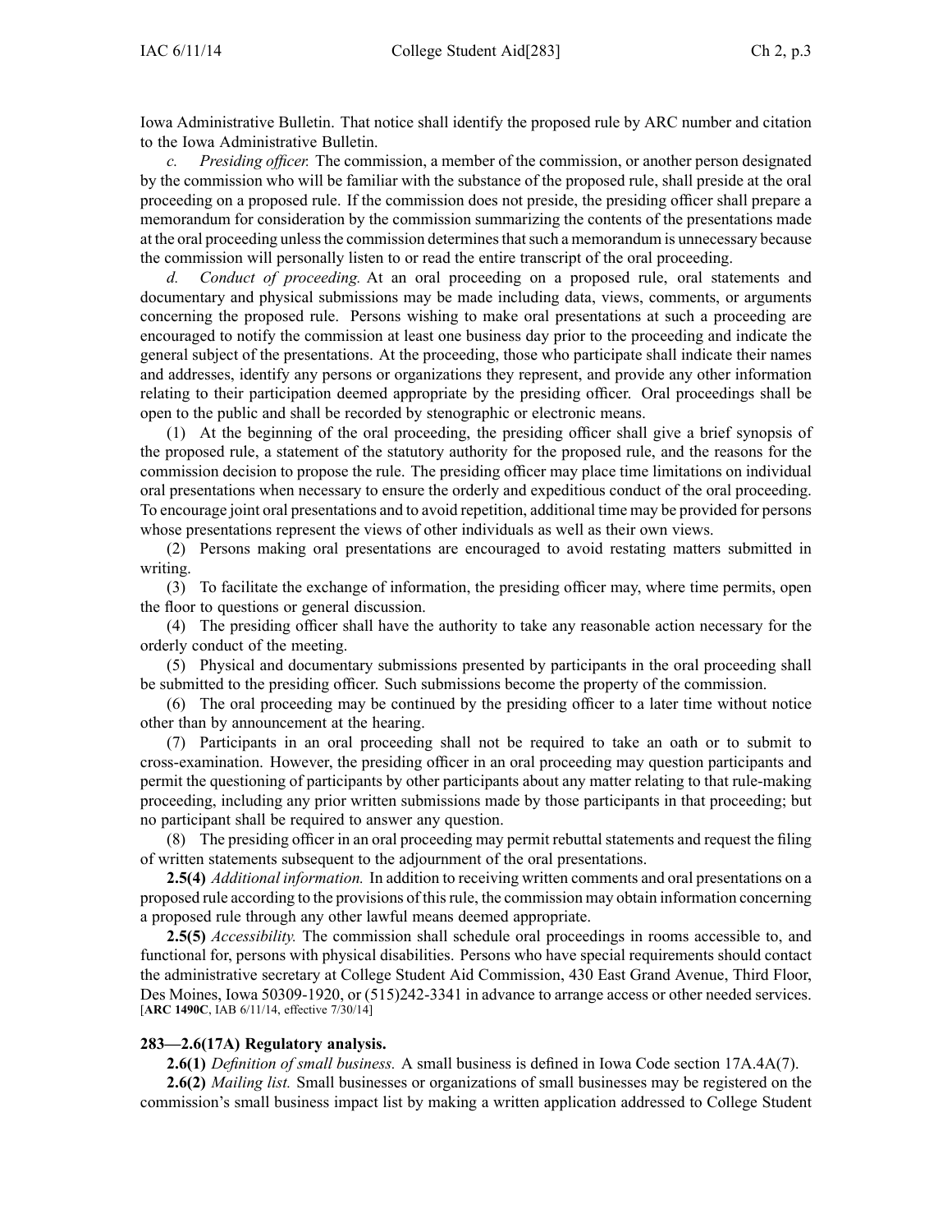Iowa Administrative Bulletin. That notice shall identify the proposed rule by ARC number and citation to the Iowa Administrative Bulletin.

*c. Presiding officer.* The commission, a member of the commission, or another person designated by the commission who will be familiar with the substance of the proposed rule, shall preside at the oral proceeding on a proposed rule. If the commission does not preside, the presiding officer shall prepare a memorandum for consideration by the commission summarizing the contents of the presentations made at the oral proceeding unless the commission determines that such a memorandum is unnecessary because the commission will personally listen to or read the entire transcript of the oral proceeding.

*d. Conduct of proceeding.* At an oral proceeding on a proposed rule, oral statements and documentary and physical submissions may be made including data, views, comments, or arguments concerning the proposed rule. Persons wishing to make oral presentations at such a proceeding are encouraged to notify the commission at least one business day prior to the proceeding and indicate the general subject of the presentations. At the proceeding, those who participate shall indicate their names and addresses, identify any persons or organizations they represent, and provide any other information relating to their participation deemed appropriate by the presiding officer. Oral proceedings shall be open to the public and shall be recorded by stenographic or electronic means.

(1) At the beginning of the oral proceeding, the presiding officer shall give a brief synopsis of the proposed rule, a statement of the statutory authority for the proposed rule, and the reasons for the commission decision to propose the rule. The presiding officer may place time limitations on individual oral presentations when necessary to ensure the orderly and expeditious conduct of the oral proceeding. To encourage joint oral presentations and to avoid repetition, additional time may be provided for persons whose presentations represent the views of other individuals as well as their own views.

(2) Persons making oral presentations are encouraged to avoid restating matters submitted in writing.

(3) To facilitate the exchange of information, the presiding officer may, where time permits, open the floor to questions or general discussion.

(4) The presiding officer shall have the authority to take any reasonable action necessary for the orderly conduct of the meeting.

(5) Physical and documentary submissions presented by participants in the oral proceeding shall be submitted to the presiding officer. Such submissions become the property of the commission.

(6) The oral proceeding may be continued by the presiding officer to a later time without notice other than by announcement at the hearing.

(7) Participants in an oral proceeding shall not be required to take an oath or to submit to cross-examination. However, the presiding officer in an oral proceeding may question participants and permit the questioning of participants by other participants about any matter relating to that rule-making proceeding, including any prior written submissions made by those participants in that proceeding; but no participant shall be required to answer any question.

(8) The presiding officer in an oral proceeding may permit rebuttal statements and request the filing of written statements subsequent to the adjournment of the oral presentations.

**2.5(4)** *Additional information.* In addition to receiving written comments and oral presentations on a proposed rule according to the provisions of this rule, the commission may obtain information concerning a proposed rule through any other lawful means deemed appropriate.

**2.5(5)** *Accessibility.* The commission shall schedule oral proceedings in rooms accessible to, and functional for, persons with physical disabilities. Persons who have special requirements should contact the administrative secretary at College Student Aid Commission, 430 East Grand Avenue, Third Floor, Des Moines, Iowa 50309-1920, or (515)242-3341 in advance to arrange access or other needed services.
[**ARC 1490C**, IAB 6/11/14, effective 7/30/14]

**283—2.6(17A) Regulatory analysis.**

**2.6(1)** *Definition of small business.* A small business is defined in Iowa Code section 17A.4A(7).

**2.6(2)** *Mailing list.* Small businesses or organizations of small businesses may be registered on the commission's small business impact list by making a written application addressed to College Student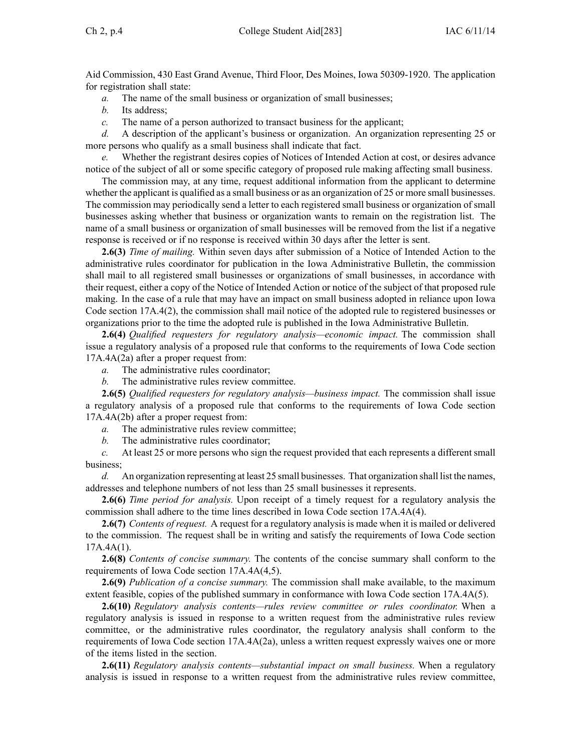Aid Commission, 430 East Grand Avenue, Third Floor, Des Moines, Iowa 50309-1920. The application for registration shall state:

*a.* The name of the small business or organization of small businesses;

*b.* Its address;

*c.* The name of a person authorized to transact business for the applicant;

*d.* A description of the applicant's business or organization. An organization representing 25 or more persons who qualify as a small business shall indicate that fact.

*e.* Whether the registrant desires copies of Notices of Intended Action at cost, or desires advance notice of the subject of all or some specific category of proposed rule making affecting small business.

The commission may, at any time, request additional information from the applicant to determine whether the applicant is qualified as a small business or as an organization of 25 or more small businesses. The commission may periodically send a letter to each registered small business or organization of small businesses asking whether that business or organization wants to remain on the registration list. The name of a small business or organization of small businesses will be removed from the list if a negative response is received or if no response is received within 30 days after the letter is sent.

**2.6(3)** *Time of mailing.* Within seven days after submission of a Notice of Intended Action to the administrative rules coordinator for publication in the Iowa Administrative Bulletin, the commission shall mail to all registered small businesses or organizations of small businesses, in accordance with their request, either a copy of the Notice of Intended Action or notice of the subject of that proposed rule making. In the case of a rule that may have an impact on small business adopted in reliance upon Iowa Code section 17A.4(2), the commission shall mail notice of the adopted rule to registered businesses or organizations prior to the time the adopted rule is published in the Iowa Administrative Bulletin.

**2.6(4)** *Qualified requesters for regulatory analysis—economic impact.* The commission shall issue a regulatory analysis of a proposed rule that conforms to the requirements of Iowa Code section 17A.4A(2a) after a proper request from:

*a.* The administrative rules coordinator;

*b.* The administrative rules review committee.

**2.6(5)** *Qualified requesters for regulatory analysis—business impact.* The commission shall issue a regulatory analysis of a proposed rule that conforms to the requirements of Iowa Code section 17A.4A(2b) after a proper request from:

*a.* The administrative rules review committee;

*b.* The administrative rules coordinator;

*c.* At least 25 or more persons who sign the request provided that each represents a different small business;

*d.* An organization representing at least 25 small businesses. That organization shall list the names, addresses and telephone numbers of not less than 25 small businesses it represents.

**2.6(6)** *Time period for analysis.* Upon receipt of a timely request for a regulatory analysis the commission shall adhere to the time lines described in Iowa Code section 17A.4A(4).

**2.6(7)** *Contents of request.* A request for a regulatory analysis is made when it is mailed or delivered to the commission. The request shall be in writing and satisfy the requirements of Iowa Code section 17A.4A(1).

**2.6(8)** *Contents of concise summary.* The contents of the concise summary shall conform to the requirements of Iowa Code section 17A.4A(4,5).

**2.6(9)** *Publication of a concise summary.* The commission shall make available, to the maximum extent feasible, copies of the published summary in conformance with Iowa Code section 17A.4A(5).

**2.6(10)** *Regulatory analysis contents—rules review committee or rules coordinator.* When a regulatory analysis is issued in response to a written request from the administrative rules review committee, or the administrative rules coordinator, the regulatory analysis shall conform to the requirements of Iowa Code section 17A.4A(2a), unless a written request expressly waives one or more of the items listed in the section.

**2.6(11)** *Regulatory analysis contents—substantial impact on small business.* When a regulatory analysis is issued in response to a written request from the administrative rules review committee,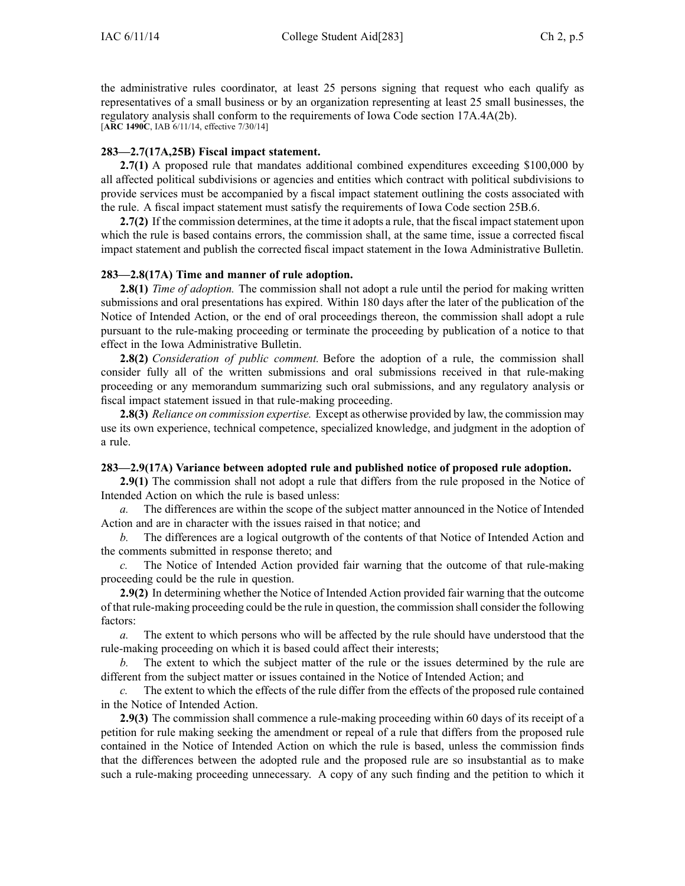the administrative rules coordinator, at least 25 persons signing that request who each qualify as representatives of a small business or by an organization representing at least 25 small businesses, the regulatory analysis shall conform to the requirements of Iowa Code section 17A.4A(2b).
[**ARC 1490C**, IAB 6/11/14, effective 7/30/14]

**283—2.7(17A,25B) Fiscal impact statement.**

**2.7(1)** A proposed rule that mandates additional combined expenditures exceeding $100,000 by all affected political subdivisions or agencies and entities which contract with political subdivisions to provide services must be accompanied by a fiscal impact statement outlining the costs associated with the rule. A fiscal impact statement must satisfy the requirements of Iowa Code section 25B.6.

**2.7(2)** If the commission determines, at the time it adopts a rule, that the fiscal impact statement upon which the rule is based contains errors, the commission shall, at the same time, issue a corrected fiscal impact statement and publish the corrected fiscal impact statement in the Iowa Administrative Bulletin.

**283—2.8(17A) Time and manner of rule adoption.**

**2.8(1)** *Time of adoption.* The commission shall not adopt a rule until the period for making written submissions and oral presentations has expired. Within 180 days after the later of the publication of the Notice of Intended Action, or the end of oral proceedings thereon, the commission shall adopt a rule pursuant to the rule-making proceeding or terminate the proceeding by publication of a notice to that effect in the Iowa Administrative Bulletin.

**2.8(2)** *Consideration of public comment.* Before the adoption of a rule, the commission shall consider fully all of the written submissions and oral submissions received in that rule-making proceeding or any memorandum summarizing such oral submissions, and any regulatory analysis or fiscal impact statement issued in that rule-making proceeding.

**2.8(3)** *Reliance on commission expertise.* Except as otherwise provided by law, the commission may use its own experience, technical competence, specialized knowledge, and judgment in the adoption of a rule.

**283—2.9(17A) Variance between adopted rule and published notice of proposed rule adoption.**

**2.9(1)** The commission shall not adopt a rule that differs from the rule proposed in the Notice of Intended Action on which the rule is based unless:

*a.* The differences are within the scope of the subject matter announced in the Notice of Intended Action and are in character with the issues raised in that notice; and

*b.* The differences are a logical outgrowth of the contents of that Notice of Intended Action and the comments submitted in response thereto; and

*c.* The Notice of Intended Action provided fair warning that the outcome of that rule-making proceeding could be the rule in question.

**2.9(2)** In determining whether the Notice of Intended Action provided fair warning that the outcome of that rule-making proceeding could be the rule in question, the commission shall consider the following factors:

*a.* The extent to which persons who will be affected by the rule should have understood that the rule-making proceeding on which it is based could affect their interests;

*b.* The extent to which the subject matter of the rule or the issues determined by the rule are different from the subject matter or issues contained in the Notice of Intended Action; and

*c.* The extent to which the effects of the rule differ from the effects of the proposed rule contained in the Notice of Intended Action.

**2.9(3)** The commission shall commence a rule-making proceeding within 60 days of its receipt of a petition for rule making seeking the amendment or repeal of a rule that differs from the proposed rule contained in the Notice of Intended Action on which the rule is based, unless the commission finds that the differences between the adopted rule and the proposed rule are so insubstantial as to make such a rule-making proceeding unnecessary. A copy of any such finding and the petition to which it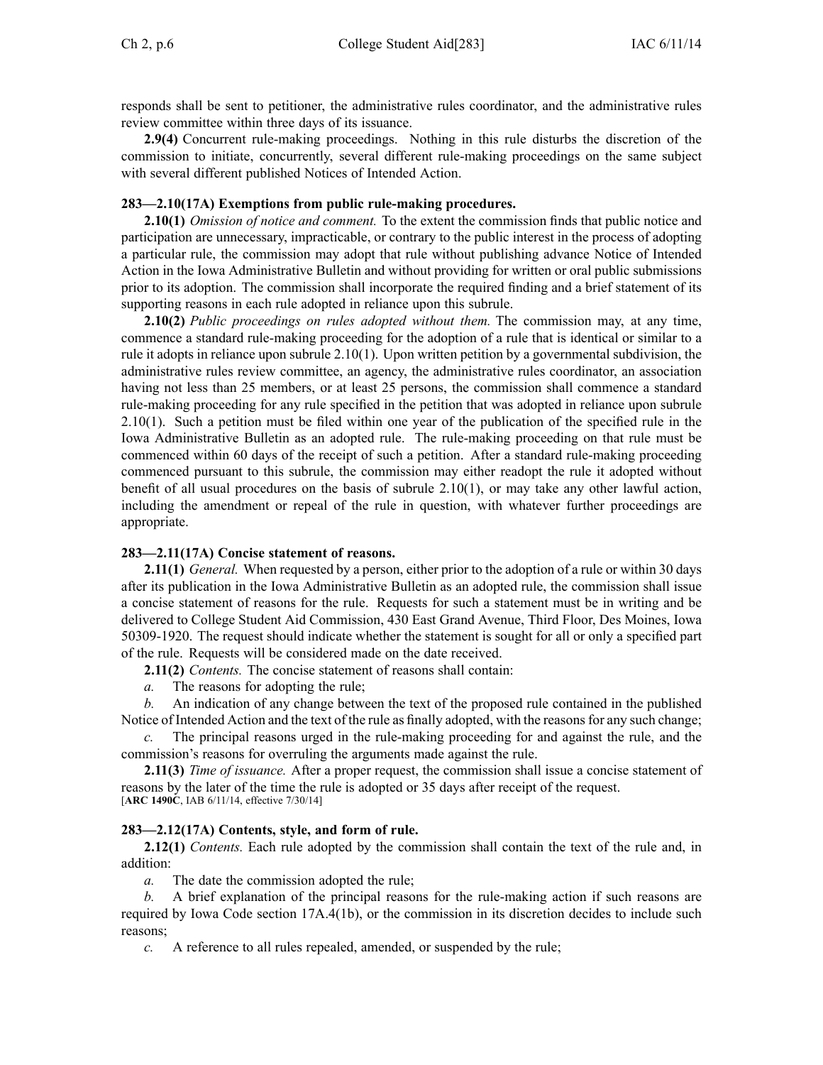responds shall be sent to petitioner, the administrative rules coordinator, and the administrative rules review committee within three days of its issuance.

**2.9(4)** Concurrent rule-making proceedings. Nothing in this rule disturbs the discretion of the commission to initiate, concurrently, several different rule-making proceedings on the same subject with several different published Notices of Intended Action.

### 283—2.10(17A) Exemptions from public rule-making procedures.

**2.10(1)** *Omission of notice and comment.* To the extent the commission finds that public notice and participation are unnecessary, impracticable, or contrary to the public interest in the process of adopting a particular rule, the commission may adopt that rule without publishing advance Notice of Intended Action in the Iowa Administrative Bulletin and without providing for written or oral public submissions prior to its adoption. The commission shall incorporate the required finding and a brief statement of its supporting reasons in each rule adopted in reliance upon this subrule.

**2.10(2)** *Public proceedings on rules adopted without them.* The commission may, at any time, commence a standard rule-making proceeding for the adoption of a rule that is identical or similar to a rule it adopts in reliance upon subrule 2.10(1). Upon written petition by a governmental subdivision, the administrative rules review committee, an agency, the administrative rules coordinator, an association having not less than 25 members, or at least 25 persons, the commission shall commence a standard rule-making proceeding for any rule specified in the petition that was adopted in reliance upon subrule 2.10(1). Such a petition must be filed within one year of the publication of the specified rule in the Iowa Administrative Bulletin as an adopted rule. The rule-making proceeding on that rule must be commenced within 60 days of the receipt of such a petition. After a standard rule-making proceeding commenced pursuant to this subrule, the commission may either readopt the rule it adopted without benefit of all usual procedures on the basis of subrule 2.10(1), or may take any other lawful action, including the amendment or repeal of the rule in question, with whatever further proceedings are appropriate.

### 283—2.11(17A) Concise statement of reasons.

**2.11(1)** *General.* When requested by a person, either prior to the adoption of a rule or within 30 days after its publication in the Iowa Administrative Bulletin as an adopted rule, the commission shall issue a concise statement of reasons for the rule. Requests for such a statement must be in writing and be delivered to College Student Aid Commission, 430 East Grand Avenue, Third Floor, Des Moines, Iowa 50309-1920. The request should indicate whether the statement is sought for all or only a specified part of the rule. Requests will be considered made on the date received.

**2.11(2)** *Contents.* The concise statement of reasons shall contain:

*a.* The reasons for adopting the rule;

*b.* An indication of any change between the text of the proposed rule contained in the published Notice of Intended Action and the text of the rule as finally adopted, with the reasons for any such change;

*c.* The principal reasons urged in the rule-making proceeding for and against the rule, and the commission's reasons for overruling the arguments made against the rule.

**2.11(3)** *Time of issuance.* After a proper request, the commission shall issue a concise statement of reasons by the later of the time the rule is adopted or 35 days after receipt of the request.
[**ARC 1490C**, IAB 6/11/14, effective 7/30/14]

### 283—2.12(17A) Contents, style, and form of rule.

**2.12(1)** *Contents.* Each rule adopted by the commission shall contain the text of the rule and, in addition:

*a.* The date the commission adopted the rule;

*b.* A brief explanation of the principal reasons for the rule-making action if such reasons are required by Iowa Code section 17A.4(1b), or the commission in its discretion decides to include such reasons;

*c.* A reference to all rules repealed, amended, or suspended by the rule;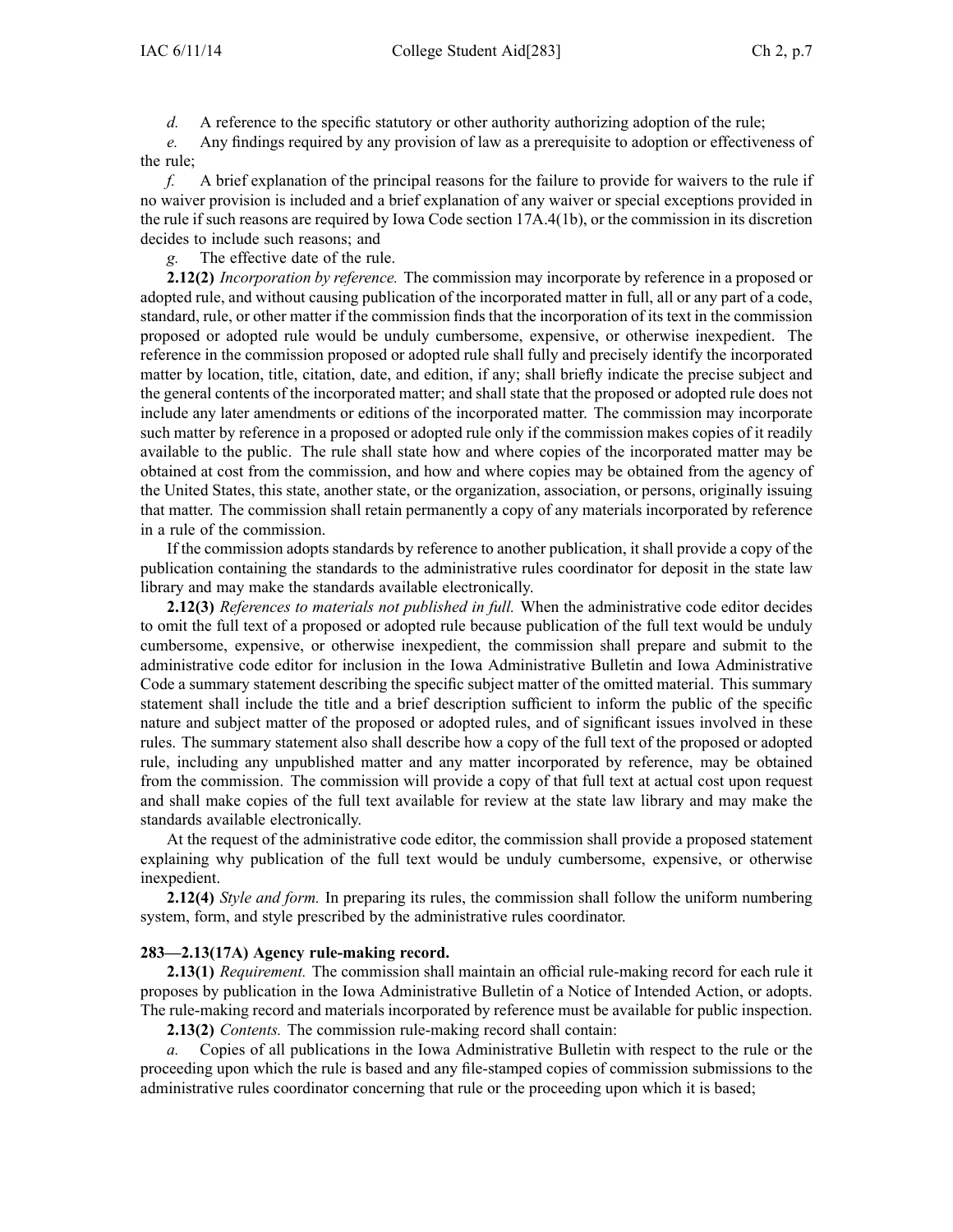*d.* A reference to the specific statutory or other authority authorizing adoption of the rule;

*e.* Any findings required by any provision of law as a prerequisite to adoption or effectiveness of the rule;

*f.* A brief explanation of the principal reasons for the failure to provide for waivers to the rule if no waiver provision is included and a brief explanation of any waiver or special exceptions provided in the rule if such reasons are required by Iowa Code section 17A.4(1b), or the commission in its discretion decides to include such reasons; and

*g.* The effective date of the rule.

**2.12(2)** *Incorporation by reference.* The commission may incorporate by reference in a proposed or adopted rule, and without causing publication of the incorporated matter in full, all or any part of a code, standard, rule, or other matter if the commission finds that the incorporation of its text in the commission proposed or adopted rule would be unduly cumbersome, expensive, or otherwise inexpedient. The reference in the commission proposed or adopted rule shall fully and precisely identify the incorporated matter by location, title, citation, date, and edition, if any; shall briefly indicate the precise subject and the general contents of the incorporated matter; and shall state that the proposed or adopted rule does not include any later amendments or editions of the incorporated matter. The commission may incorporate such matter by reference in a proposed or adopted rule only if the commission makes copies of it readily available to the public. The rule shall state how and where copies of the incorporated matter may be obtained at cost from the commission, and how and where copies may be obtained from the agency of the United States, this state, another state, or the organization, association, or persons, originally issuing that matter. The commission shall retain permanently a copy of any materials incorporated by reference in a rule of the commission.

If the commission adopts standards by reference to another publication, it shall provide a copy of the publication containing the standards to the administrative rules coordinator for deposit in the state law library and may make the standards available electronically.

**2.12(3)** *References to materials not published in full.* When the administrative code editor decides to omit the full text of a proposed or adopted rule because publication of the full text would be unduly cumbersome, expensive, or otherwise inexpedient, the commission shall prepare and submit to the administrative code editor for inclusion in the Iowa Administrative Bulletin and Iowa Administrative Code a summary statement describing the specific subject matter of the omitted material. This summary statement shall include the title and a brief description sufficient to inform the public of the specific nature and subject matter of the proposed or adopted rules, and of significant issues involved in these rules. The summary statement also shall describe how a copy of the full text of the proposed or adopted rule, including any unpublished matter and any matter incorporated by reference, may be obtained from the commission. The commission will provide a copy of that full text at actual cost upon request and shall make copies of the full text available for review at the state law library and may make the standards available electronically.

At the request of the administrative code editor, the commission shall provide a proposed statement explaining why publication of the full text would be unduly cumbersome, expensive, or otherwise inexpedient.

**2.12(4)** *Style and form.* In preparing its rules, the commission shall follow the uniform numbering system, form, and style prescribed by the administrative rules coordinator.

**283—2.13(17A) Agency rule-making record.**

**2.13(1)** *Requirement.* The commission shall maintain an official rule-making record for each rule it proposes by publication in the Iowa Administrative Bulletin of a Notice of Intended Action, or adopts. The rule-making record and materials incorporated by reference must be available for public inspection.

**2.13(2)** *Contents.* The commission rule-making record shall contain:

*a.* Copies of all publications in the Iowa Administrative Bulletin with respect to the rule or the proceeding upon which the rule is based and any file-stamped copies of commission submissions to the administrative rules coordinator concerning that rule or the proceeding upon which it is based;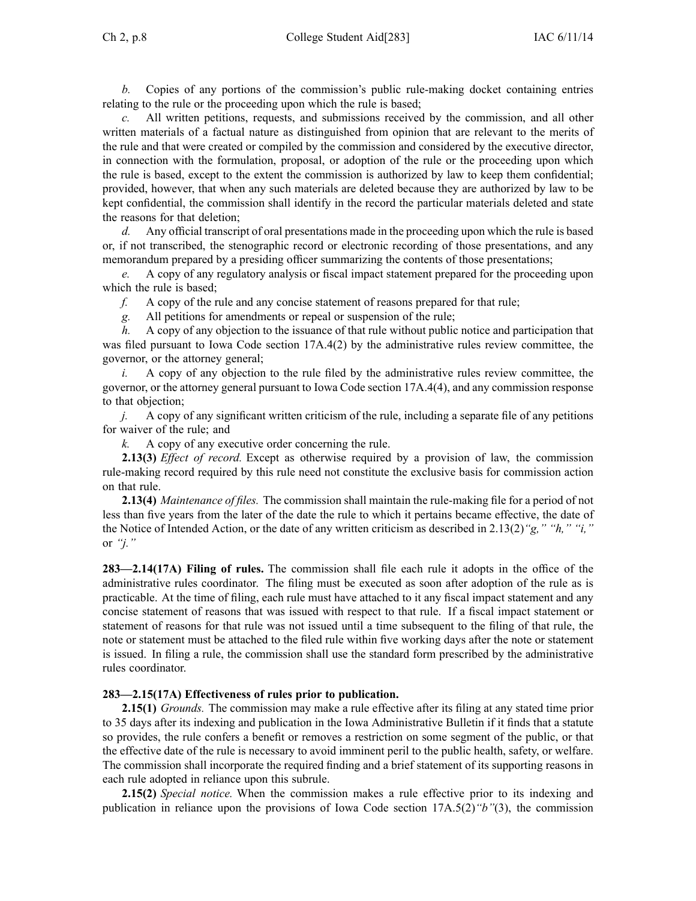*b.* Copies of any portions of the commission's public rule-making docket containing entries relating to the rule or the proceeding upon which the rule is based;

*c.* All written petitions, requests, and submissions received by the commission, and all other written materials of a factual nature as distinguished from opinion that are relevant to the merits of the rule and that were created or compiled by the commission and considered by the executive director, in connection with the formulation, proposal, or adoption of the rule or the proceeding upon which the rule is based, except to the extent the commission is authorized by law to keep them confidential; provided, however, that when any such materials are deleted because they are authorized by law to be kept confidential, the commission shall identify in the record the particular materials deleted and state the reasons for that deletion;

*d.* Any official transcript of oral presentations made in the proceeding upon which the rule is based or, if not transcribed, the stenographic record or electronic recording of those presentations, and any memorandum prepared by a presiding officer summarizing the contents of those presentations;

*e.* A copy of any regulatory analysis or fiscal impact statement prepared for the proceeding upon which the rule is based;

*f.* A copy of the rule and any concise statement of reasons prepared for that rule;

*g.* All petitions for amendments or repeal or suspension of the rule;

*h.* A copy of any objection to the issuance of that rule without public notice and participation that was filed pursuant to Iowa Code section 17A.4(2) by the administrative rules review committee, the governor, or the attorney general;

*i.* A copy of any objection to the rule filed by the administrative rules review committee, the governor, or the attorney general pursuant to Iowa Code section 17A.4(4), and any commission response to that objection;

*j.* A copy of any significant written criticism of the rule, including a separate file of any petitions for waiver of the rule; and

*k.* A copy of any executive order concerning the rule.

**2.13(3)** *Effect of record.* Except as otherwise required by a provision of law, the commission rule-making record required by this rule need not constitute the exclusive basis for commission action on that rule.

**2.13(4)** *Maintenance of files.* The commission shall maintain the rule-making file for a period of not less than five years from the later of the date the rule to which it pertains became effective, the date of the Notice of Intended Action, or the date of any written criticism as described in 2.13(2)*"g," "h," "i,"* or *"j."*

**283—2.14(17A) Filing of rules.** The commission shall file each rule it adopts in the office of the administrative rules coordinator. The filing must be executed as soon after adoption of the rule as is practicable. At the time of filing, each rule must have attached to it any fiscal impact statement and any concise statement of reasons that was issued with respect to that rule. If a fiscal impact statement or statement of reasons for that rule was not issued until a time subsequent to the filing of that rule, the note or statement must be attached to the filed rule within five working days after the note or statement is issued. In filing a rule, the commission shall use the standard form prescribed by the administrative rules coordinator.

**283—2.15(17A) Effectiveness of rules prior to publication.**

**2.15(1)** *Grounds.* The commission may make a rule effective after its filing at any stated time prior to 35 days after its indexing and publication in the Iowa Administrative Bulletin if it finds that a statute so provides, the rule confers a benefit or removes a restriction on some segment of the public, or that the effective date of the rule is necessary to avoid imminent peril to the public health, safety, or welfare. The commission shall incorporate the required finding and a brief statement of its supporting reasons in each rule adopted in reliance upon this subrule.

**2.15(2)** *Special notice.* When the commission makes a rule effective prior to its indexing and publication in reliance upon the provisions of Iowa Code section 17A.5(2)*"b"*(3), the commission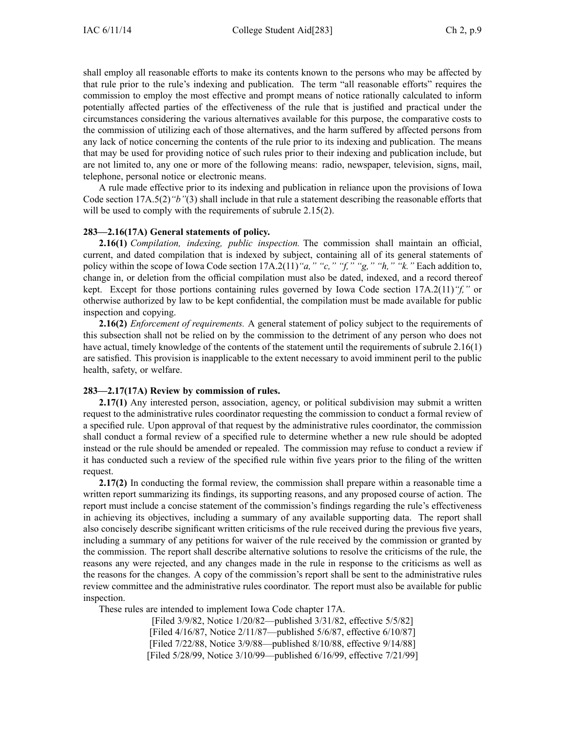shall employ all reasonable efforts to make its contents known to the persons who may be affected by that rule prior to the rule's indexing and publication. The term "all reasonable efforts" requires the commission to employ the most effective and prompt means of notice rationally calculated to inform potentially affected parties of the effectiveness of the rule that is justified and practical under the circumstances considering the various alternatives available for this purpose, the comparative costs to the commission of utilizing each of those alternatives, and the harm suffered by affected persons from any lack of notice concerning the contents of the rule prior to its indexing and publication. The means that may be used for providing notice of such rules prior to their indexing and publication include, but are not limited to, any one or more of the following means: radio, newspaper, television, signs, mail, telephone, personal notice or electronic means.

A rule made effective prior to its indexing and publication in reliance upon the provisions of Iowa Code section 17A.5(2)*"b"*(3) shall include in that rule a statement describing the reasonable efforts that will be used to comply with the requirements of subrule 2.15(2).

**283—2.16(17A) General statements of policy.**

**2.16(1)** *Compilation, indexing, public inspection.* The commission shall maintain an official, current, and dated compilation that is indexed by subject, containing all of its general statements of policy within the scope of Iowa Code section 17A.2(11)*"a," "c," "f," "g," "h," "k."* Each addition to, change in, or deletion from the official compilation must also be dated, indexed, and a record thereof kept. Except for those portions containing rules governed by Iowa Code section 17A.2(11)*"f,"* or otherwise authorized by law to be kept confidential, the compilation must be made available for public inspection and copying.

**2.16(2)** *Enforcement of requirements.* A general statement of policy subject to the requirements of this subsection shall not be relied on by the commission to the detriment of any person who does not have actual, timely knowledge of the contents of the statement until the requirements of subrule 2.16(1) are satisfied. This provision is inapplicable to the extent necessary to avoid imminent peril to the public health, safety, or welfare.

**283—2.17(17A) Review by commission of rules.**

**2.17(1)** Any interested person, association, agency, or political subdivision may submit a written request to the administrative rules coordinator requesting the commission to conduct a formal review of a specified rule. Upon approval of that request by the administrative rules coordinator, the commission shall conduct a formal review of a specified rule to determine whether a new rule should be adopted instead or the rule should be amended or repealed. The commission may refuse to conduct a review if it has conducted such a review of the specified rule within five years prior to the filing of the written request.

**2.17(2)** In conducting the formal review, the commission shall prepare within a reasonable time a written report summarizing its findings, its supporting reasons, and any proposed course of action. The report must include a concise statement of the commission's findings regarding the rule's effectiveness in achieving its objectives, including a summary of any available supporting data. The report shall also concisely describe significant written criticisms of the rule received during the previous five years, including a summary of any petitions for waiver of the rule received by the commission or granted by the commission. The report shall describe alternative solutions to resolve the criticisms of the rule, the reasons any were rejected, and any changes made in the rule in response to the criticisms as well as the reasons for the changes. A copy of the commission's report shall be sent to the administrative rules review committee and the administrative rules coordinator. The report must also be available for public inspection.

These rules are intended to implement Iowa Code chapter 17A.

[Filed 3/9/82, Notice 1/20/82—published 3/31/82, effective 5/5/82]
[Filed 4/16/87, Notice 2/11/87—published 5/6/87, effective 6/10/87]
[Filed 7/22/88, Notice 3/9/88—published 8/10/88, effective 9/14/88]
[Filed 5/28/99, Notice 3/10/99—published 6/16/99, effective 7/21/99]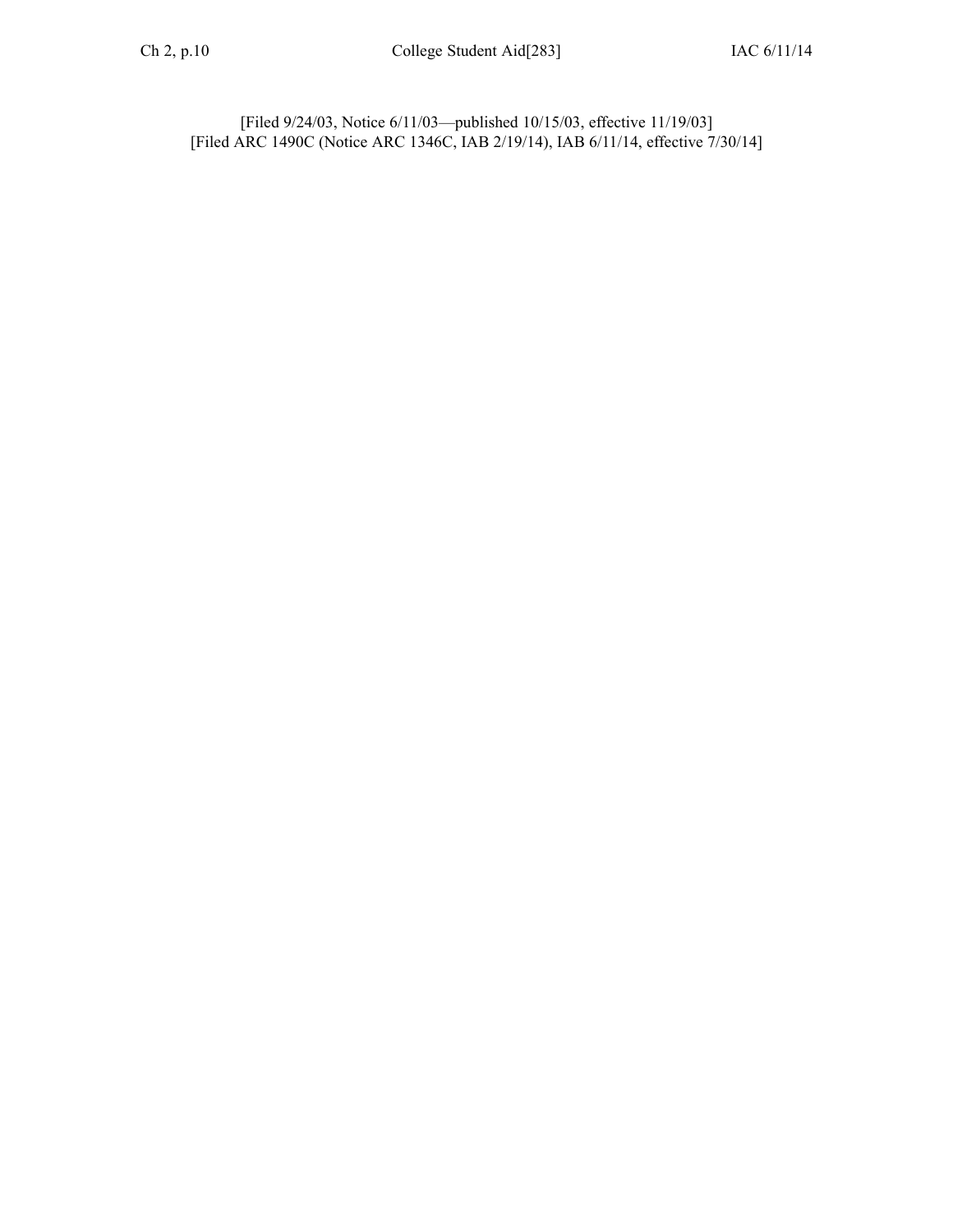[Filed 9/24/03, Notice 6/11/03—published 10/15/03, effective 11/19/03]
[Filed ARC 1490C (Notice ARC 1346C, IAB 2/19/14), IAB 6/11/14, effective 7/30/14]